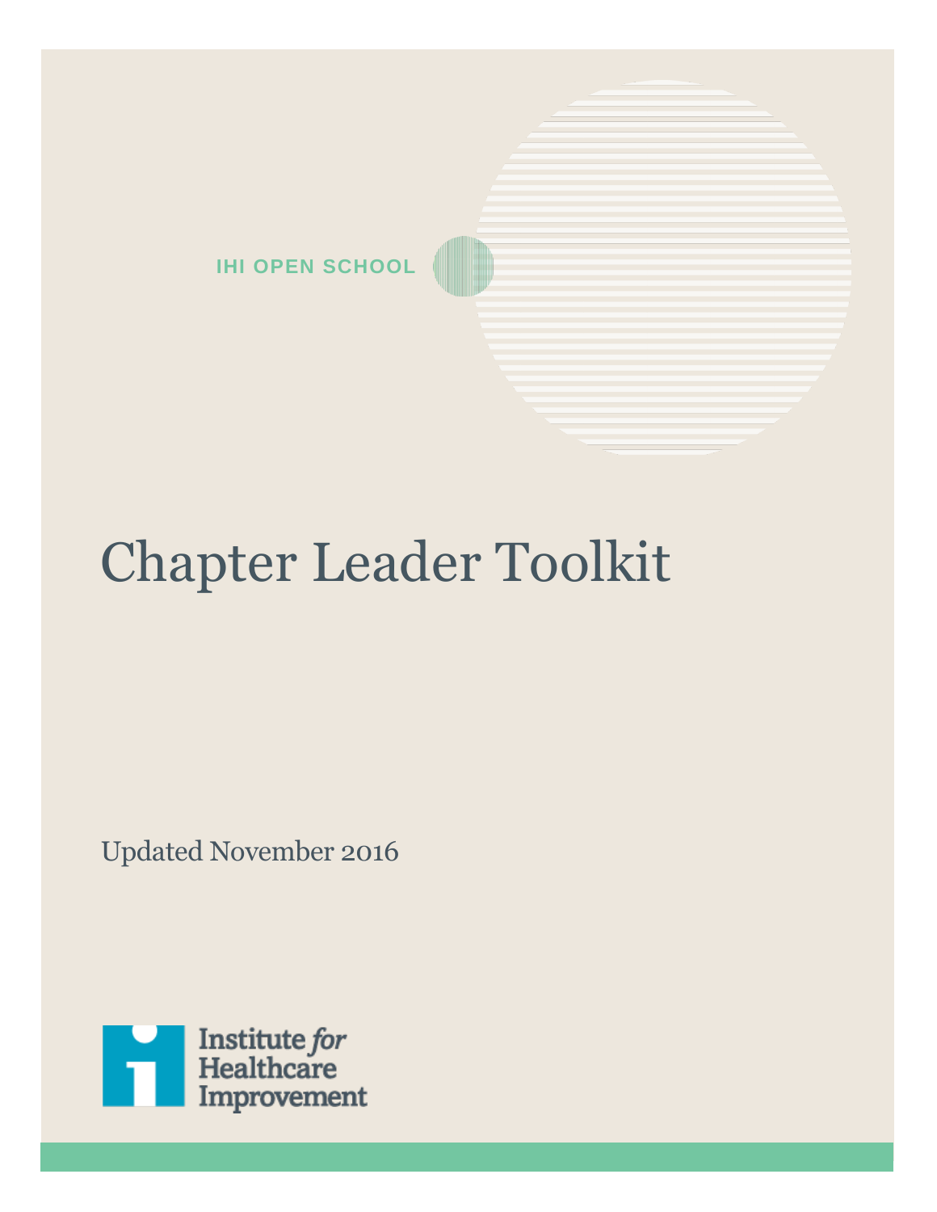IHI OPEN SCHOOL

# Chapter Leader Toolkit

Updated November 2016

Institute *for* Healthcare Improvement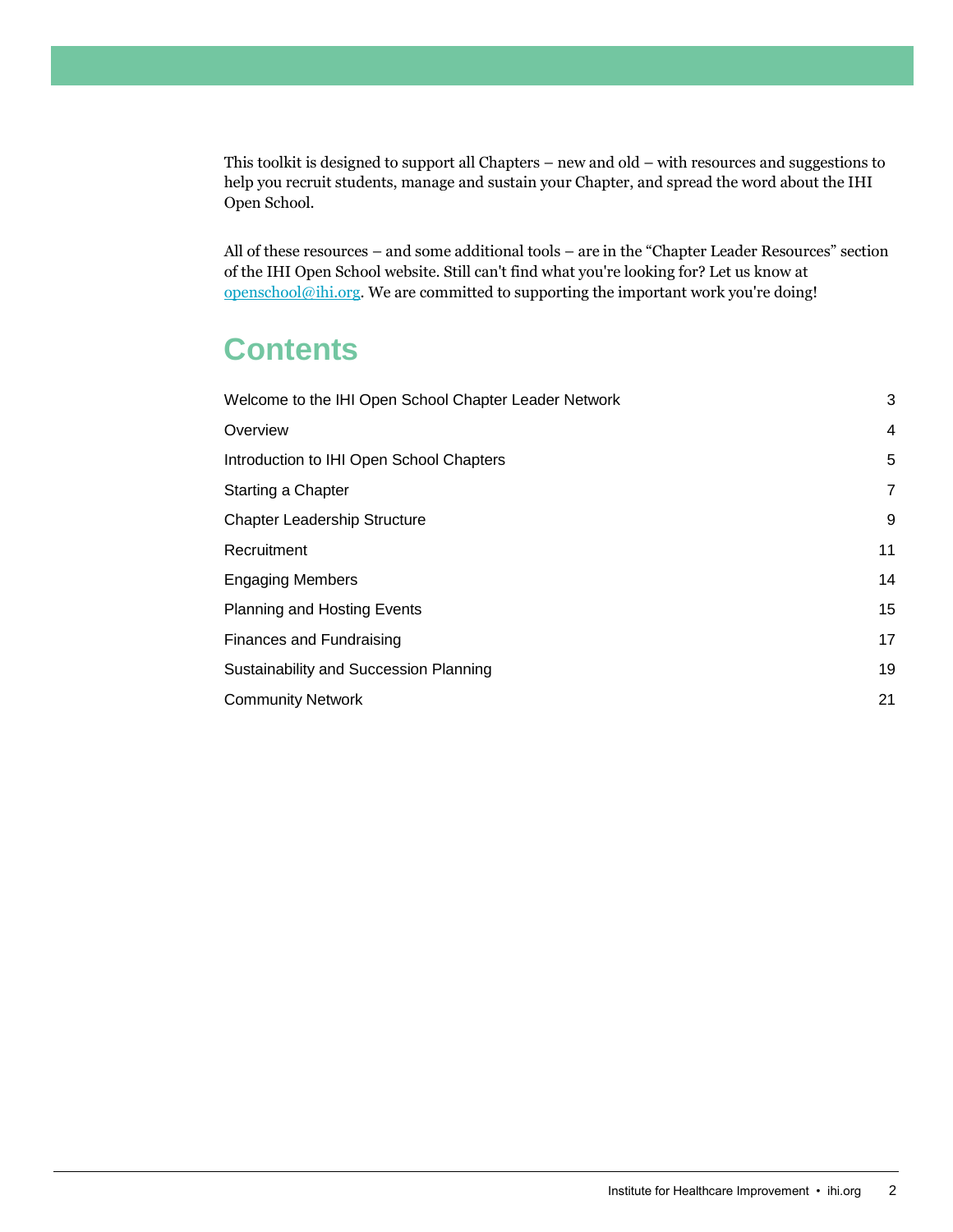This toolkit is designed to support all Chapters – new and old – with resources and suggestions to help you recruit students, manage and sustain your Chapter, and spread the word about the IHI Open School.

All of these resources – and some additional tools – are in the "Chapter Leader Resources" section of the IHI Open School website. Still can't find what you're looking for? Let us know at [openschool@ihi.org](mailto:openschool@ihi.org). We are committed to supporting the important work you're doing!

# Contents

| | |
|---|---|
| Welcome to the IHI Open School Chapter Leader Network | 3 |
| Overview | 4 |
| Introduction to IHI Open School Chapters | 5 |
| Starting a Chapter | 7 |
| Chapter Leadership Structure | 9 |
| Recruitment | 11 |
| Engaging Members | 14 |
| Planning and Hosting Events | 15 |
| Finances and Fundraising | 17 |
| Sustainability and Succession Planning | 19 |
| Community Network | 21 |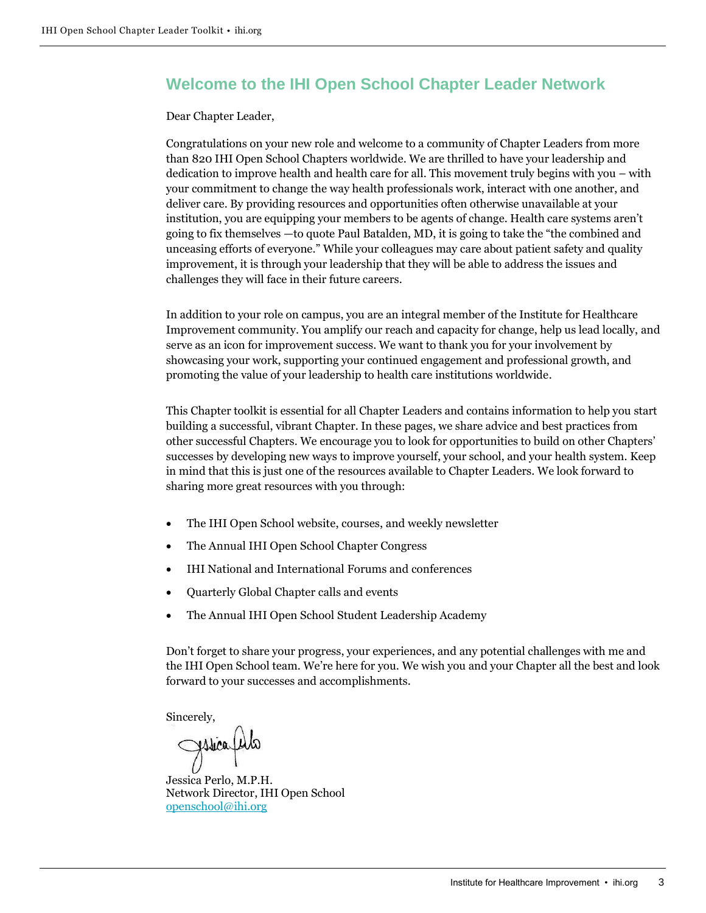## Welcome to the IHI Open School Chapter Leader Network

Dear Chapter Leader,

Congratulations on your new role and welcome to a community of Chapter Leaders from more than 820 IHI Open School Chapters worldwide. We are thrilled to have your leadership and dedication to improve health and health care for all. This movement truly begins with you – with your commitment to change the way health professionals work, interact with one another, and deliver care. By providing resources and opportunities often otherwise unavailable at your institution, you are equipping your members to be agents of change. Health care systems aren't going to fix themselves —to quote Paul Batalden, MD, it is going to take the "the combined and unceasing efforts of everyone." While your colleagues may care about patient safety and quality improvement, it is through your leadership that they will be able to address the issues and challenges they will face in their future careers.

In addition to your role on campus, you are an integral member of the Institute for Healthcare Improvement community. You amplify our reach and capacity for change, help us lead locally, and serve as an icon for improvement success. We want to thank you for your involvement by showcasing your work, supporting your continued engagement and professional growth, and promoting the value of your leadership to health care institutions worldwide.

This Chapter toolkit is essential for all Chapter Leaders and contains information to help you start building a successful, vibrant Chapter. In these pages, we share advice and best practices from other successful Chapters. We encourage you to look for opportunities to build on other Chapters' successes by developing new ways to improve yourself, your school, and your health system. Keep in mind that this is just one of the resources available to Chapter Leaders. We look forward to sharing more great resources with you through:

- The IHI Open School website, courses, and weekly newsletter
- The Annual IHI Open School Chapter Congress
- IHI National and International Forums and conferences
- Quarterly Global Chapter calls and events
- The Annual IHI Open School Student Leadership Academy

Don't forget to share your progress, your experiences, and any potential challenges with me and the IHI Open School team. We're here for you. We wish you and your Chapter all the best and look forward to your successes and accomplishments.

Sincerely,

Jessica Perlo, M.P.H.
Network Director, IHI Open School
openschool@ihi.org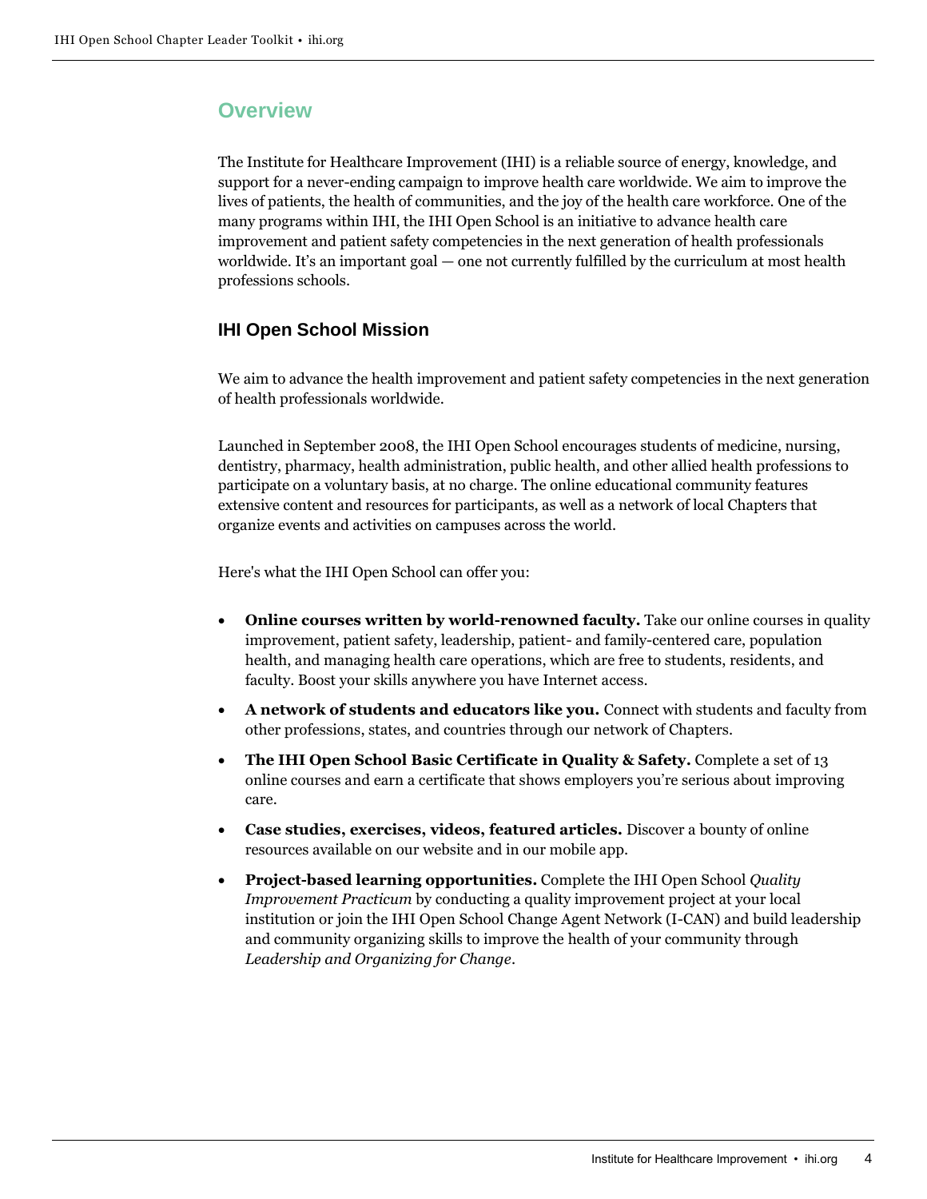## Overview

The Institute for Healthcare Improvement (IHI) is a reliable source of energy, knowledge, and support for a never-ending campaign to improve health care worldwide. We aim to improve the lives of patients, the health of communities, and the joy of the health care workforce. One of the many programs within IHI, the IHI Open School is an initiative to advance health care improvement and patient safety competencies in the next generation of health professionals worldwide. It's an important goal — one not currently fulfilled by the curriculum at most health professions schools.

### IHI Open School Mission

We aim to advance the health improvement and patient safety competencies in the next generation of health professionals worldwide.

Launched in September 2008, the IHI Open School encourages students of medicine, nursing, dentistry, pharmacy, health administration, public health, and other allied health professions to participate on a voluntary basis, at no charge. The online educational community features extensive content and resources for participants, as well as a network of local Chapters that organize events and activities on campuses across the world.

Here's what the IHI Open School can offer you:

- **Online courses written by world-renowned faculty.** Take our online courses in quality improvement, patient safety, leadership, patient- and family-centered care, population health, and managing health care operations, which are free to students, residents, and faculty. Boost your skills anywhere you have Internet access.
- **A network of students and educators like you.** Connect with students and faculty from other professions, states, and countries through our network of Chapters.
- **The IHI Open School Basic Certificate in Quality & Safety.** Complete a set of 13 online courses and earn a certificate that shows employers you're serious about improving care.
- **Case studies, exercises, videos, featured articles.** Discover a bounty of online resources available on our website and in our mobile app.
- **Project-based learning opportunities.** Complete the IHI Open School *Quality Improvement Practicum* by conducting a quality improvement project at your local institution or join the IHI Open School Change Agent Network (I-CAN) and build leadership and community organizing skills to improve the health of your community through *Leadership and Organizing for Change*.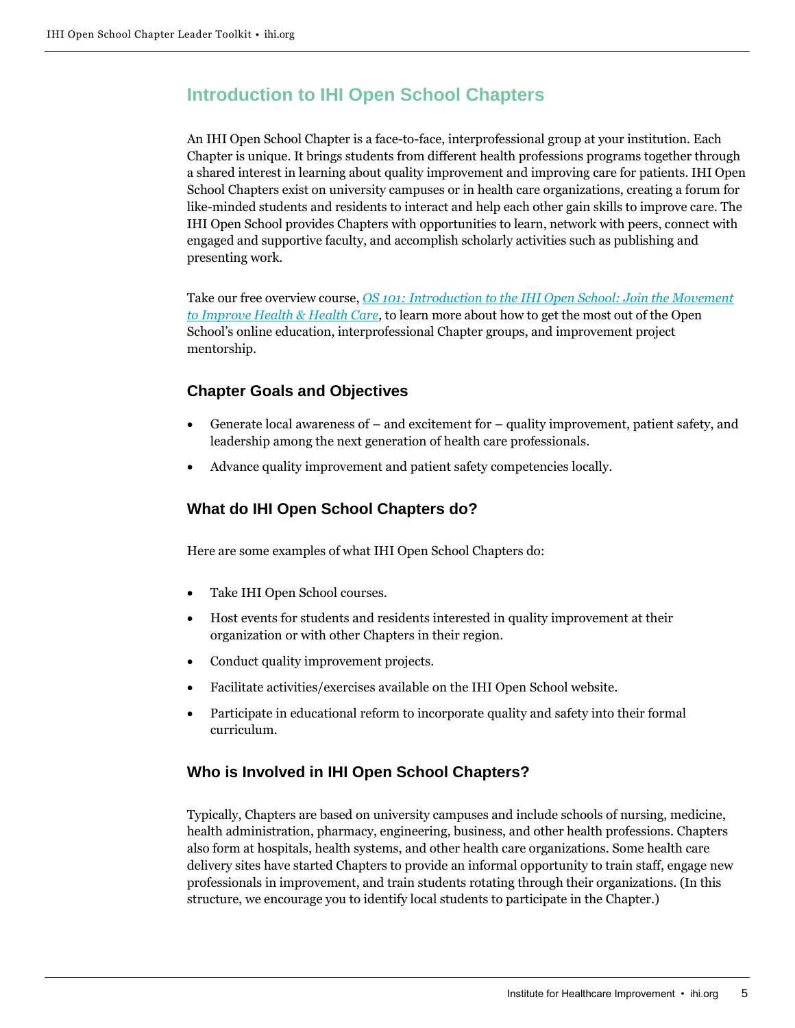## Introduction to IHI Open School Chapters

An IHI Open School Chapter is a face-to-face, interprofessional group at your institution. Each Chapter is unique. It brings students from different health professions programs together through a shared interest in learning about quality improvement and improving care for patients. IHI Open School Chapters exist on university campuses or in health care organizations, creating a forum for like-minded students and residents to interact and help each other gain skills to improve care. The IHI Open School provides Chapters with opportunities to learn, network with peers, connect with engaged and supportive faculty, and accomplish scholarly activities such as publishing and presenting work.

Take our free overview course, *OS 101: Introduction to the IHI Open School: Join the Movement to Improve Health & Health Care*, to learn more about how to get the most out of the Open School's online education, interprofessional Chapter groups, and improvement project mentorship.

### Chapter Goals and Objectives

- Generate local awareness of – and excitement for – quality improvement, patient safety, and leadership among the next generation of health care professionals.
- Advance quality improvement and patient safety competencies locally.

### What do IHI Open School Chapters do?

Here are some examples of what IHI Open School Chapters do:

- Take IHI Open School courses.
- Host events for students and residents interested in quality improvement at their organization or with other Chapters in their region.
- Conduct quality improvement projects.
- Facilitate activities/exercises available on the IHI Open School website.
- Participate in educational reform to incorporate quality and safety into their formal curriculum.

### Who is Involved in IHI Open School Chapters?

Typically, Chapters are based on university campuses and include schools of nursing, medicine, health administration, pharmacy, engineering, business, and other health professions. Chapters also form at hospitals, health systems, and other health care organizations. Some health care delivery sites have started Chapters to provide an informal opportunity to train staff, engage new professionals in improvement, and train students rotating through their organizations. (In this structure, we encourage you to identify local students to participate in the Chapter.)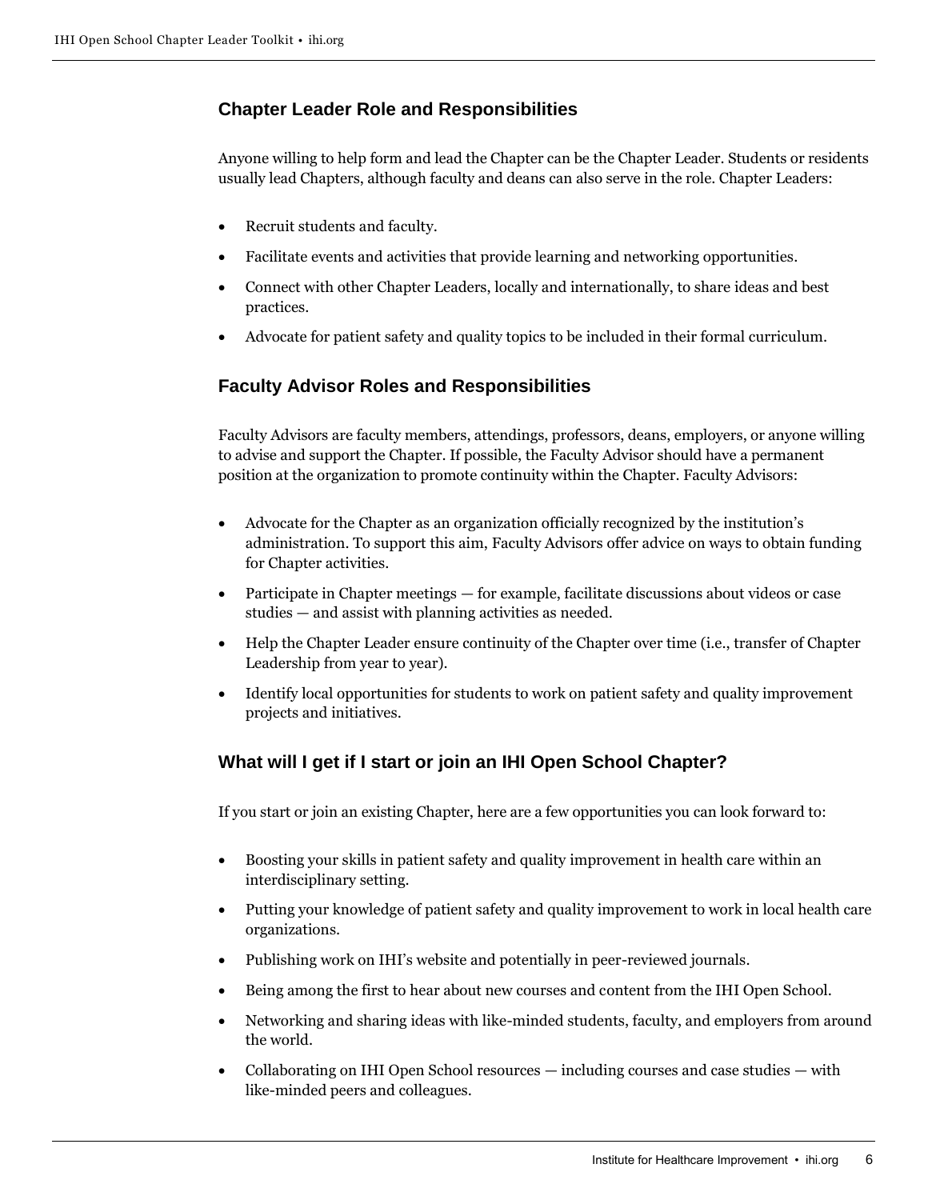## Chapter Leader Role and Responsibilities

Anyone willing to help form and lead the Chapter can be the Chapter Leader. Students or residents usually lead Chapters, although faculty and deans can also serve in the role. Chapter Leaders:

- Recruit students and faculty.
- Facilitate events and activities that provide learning and networking opportunities.
- Connect with other Chapter Leaders, locally and internationally, to share ideas and best practices.
- Advocate for patient safety and quality topics to be included in their formal curriculum.

## Faculty Advisor Roles and Responsibilities

Faculty Advisors are faculty members, attendings, professors, deans, employers, or anyone willing to advise and support the Chapter. If possible, the Faculty Advisor should have a permanent position at the organization to promote continuity within the Chapter. Faculty Advisors:

- Advocate for the Chapter as an organization officially recognized by the institution's administration. To support this aim, Faculty Advisors offer advice on ways to obtain funding for Chapter activities.
- Participate in Chapter meetings — for example, facilitate discussions about videos or case studies — and assist with planning activities as needed.
- Help the Chapter Leader ensure continuity of the Chapter over time (i.e., transfer of Chapter Leadership from year to year).
- Identify local opportunities for students to work on patient safety and quality improvement projects and initiatives.

## What will I get if I start or join an IHI Open School Chapter?

If you start or join an existing Chapter, here are a few opportunities you can look forward to:

- Boosting your skills in patient safety and quality improvement in health care within an interdisciplinary setting.
- Putting your knowledge of patient safety and quality improvement to work in local health care organizations.
- Publishing work on IHI's website and potentially in peer-reviewed journals.
- Being among the first to hear about new courses and content from the IHI Open School.
- Networking and sharing ideas with like-minded students, faculty, and employers from around the world.
- Collaborating on IHI Open School resources — including courses and case studies — with like-minded peers and colleagues.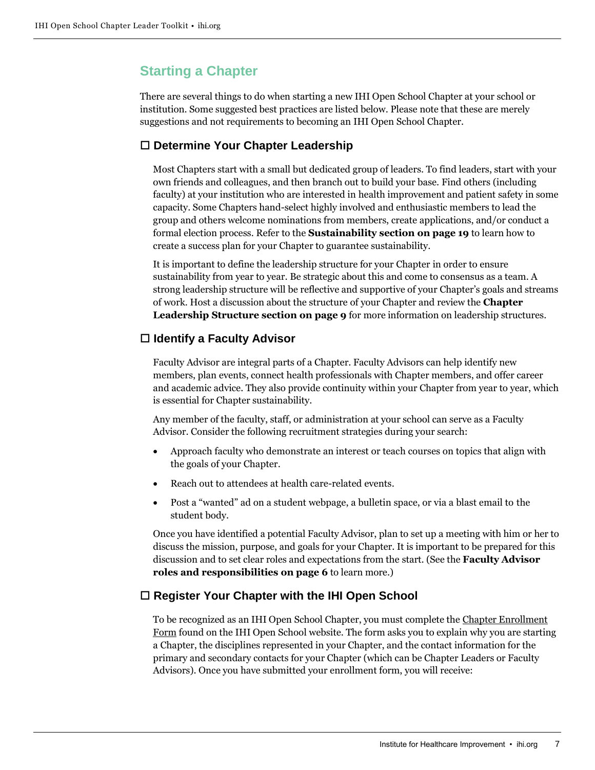## Starting a Chapter

There are several things to do when starting a new IHI Open School Chapter at your school or institution. Some suggested best practices are listed below. Please note that these are merely suggestions and not requirements to becoming an IHI Open School Chapter.

### ☐ Determine Your Chapter Leadership

Most Chapters start with a small but dedicated group of leaders. To find leaders, start with your own friends and colleagues, and then branch out to build your base. Find others (including faculty) at your institution who are interested in health improvement and patient safety in some capacity. Some Chapters hand-select highly involved and enthusiastic members to lead the group and others welcome nominations from members, create applications, and/or conduct a formal election process. Refer to the **Sustainability section on page 19** to learn how to create a success plan for your Chapter to guarantee sustainability.

It is important to define the leadership structure for your Chapter in order to ensure sustainability from year to year. Be strategic about this and come to consensus as a team. A strong leadership structure will be reflective and supportive of your Chapter's goals and streams of work. Host a discussion about the structure of your Chapter and review the **Chapter Leadership Structure section on page 9** for more information on leadership structures.

### ☐ Identify a Faculty Advisor

Faculty Advisor are integral parts of a Chapter. Faculty Advisors can help identify new members, plan events, connect health professionals with Chapter members, and offer career and academic advice. They also provide continuity within your Chapter from year to year, which is essential for Chapter sustainability.

Any member of the faculty, staff, or administration at your school can serve as a Faculty Advisor. Consider the following recruitment strategies during your search:

- Approach faculty who demonstrate an interest or teach courses on topics that align with the goals of your Chapter.
- Reach out to attendees at health care-related events.
- Post a "wanted" ad on a student webpage, a bulletin space, or via a blast email to the student body.

Once you have identified a potential Faculty Advisor, plan to set up a meeting with him or her to discuss the mission, purpose, and goals for your Chapter. It is important to be prepared for this discussion and to set clear roles and expectations from the start. (See the **Faculty Advisor roles and responsibilities on page 6** to learn more.)

### ☐ Register Your Chapter with the IHI Open School

To be recognized as an IHI Open School Chapter, you must complete the Chapter Enrollment Form found on the IHI Open School website. The form asks you to explain why you are starting a Chapter, the disciplines represented in your Chapter, and the contact information for the primary and secondary contacts for your Chapter (which can be Chapter Leaders or Faculty Advisors). Once you have submitted your enrollment form, you will receive: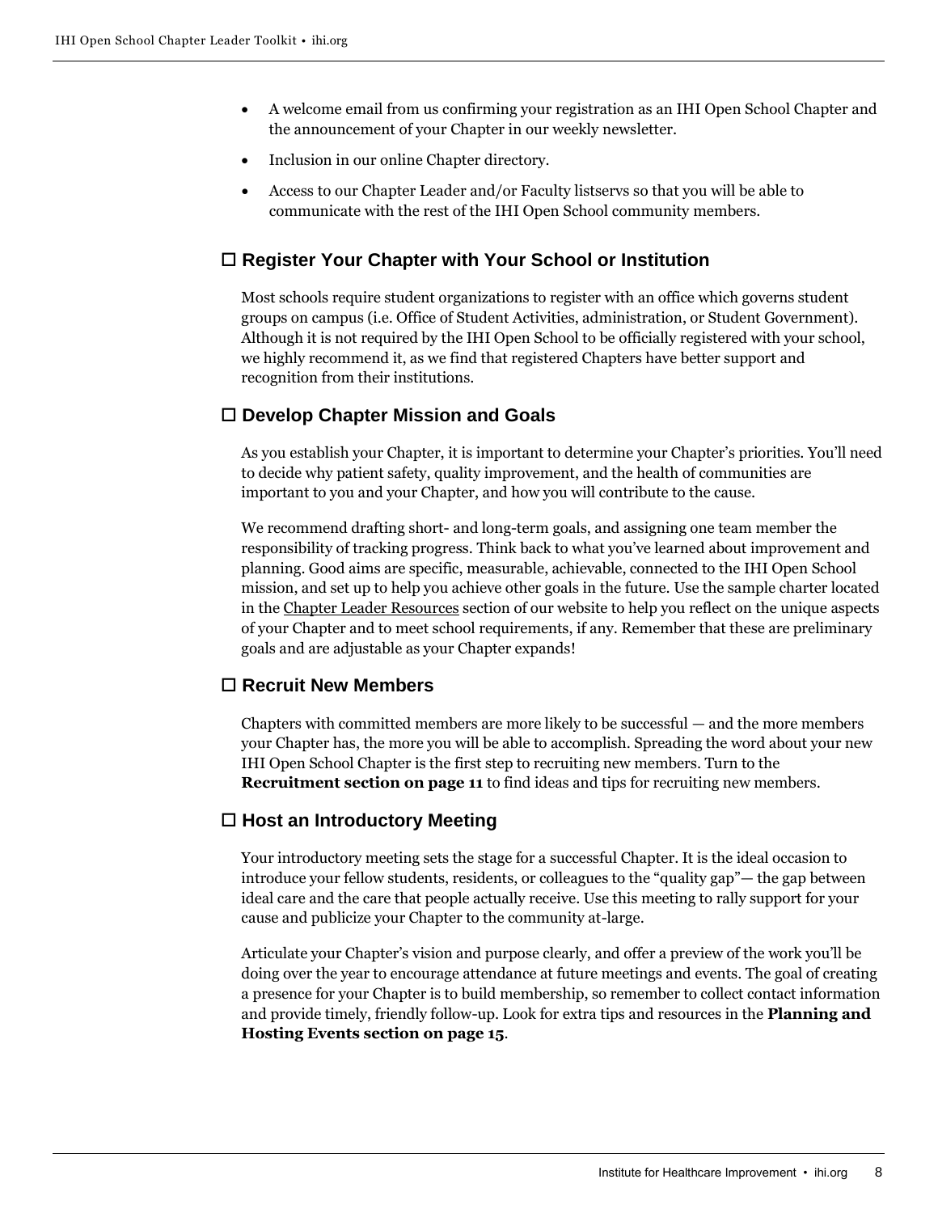- A welcome email from us confirming your registration as an IHI Open School Chapter and the announcement of your Chapter in our weekly newsletter.
- Inclusion in our online Chapter directory.
- Access to our Chapter Leader and/or Faculty listservs so that you will be able to communicate with the rest of the IHI Open School community members.

## ☐ Register Your Chapter with Your School or Institution

Most schools require student organizations to register with an office which governs student groups on campus (i.e. Office of Student Activities, administration, or Student Government). Although it is not required by the IHI Open School to be officially registered with your school, we highly recommend it, as we find that registered Chapters have better support and recognition from their institutions.

## ☐ Develop Chapter Mission and Goals

As you establish your Chapter, it is important to determine your Chapter's priorities. You'll need to decide why patient safety, quality improvement, and the health of communities are important to you and your Chapter, and how you will contribute to the cause.

We recommend drafting short- and long-term goals, and assigning one team member the responsibility of tracking progress. Think back to what you've learned about improvement and planning. Good aims are specific, measurable, achievable, connected to the IHI Open School mission, and set up to help you achieve other goals in the future. Use the sample charter located in the Chapter Leader Resources section of our website to help you reflect on the unique aspects of your Chapter and to meet school requirements, if any. Remember that these are preliminary goals and are adjustable as your Chapter expands!

## ☐ Recruit New Members

Chapters with committed members are more likely to be successful — and the more members your Chapter has, the more you will be able to accomplish. Spreading the word about your new IHI Open School Chapter is the first step to recruiting new members. Turn to the **Recruitment section on page 11** to find ideas and tips for recruiting new members.

## ☐ Host an Introductory Meeting

Your introductory meeting sets the stage for a successful Chapter. It is the ideal occasion to introduce your fellow students, residents, or colleagues to the "quality gap"— the gap between ideal care and the care that people actually receive. Use this meeting to rally support for your cause and publicize your Chapter to the community at-large.

Articulate your Chapter's vision and purpose clearly, and offer a preview of the work you'll be doing over the year to encourage attendance at future meetings and events. The goal of creating a presence for your Chapter is to build membership, so remember to collect contact information and provide timely, friendly follow-up. Look for extra tips and resources in the **Planning and Hosting Events section on page 15**.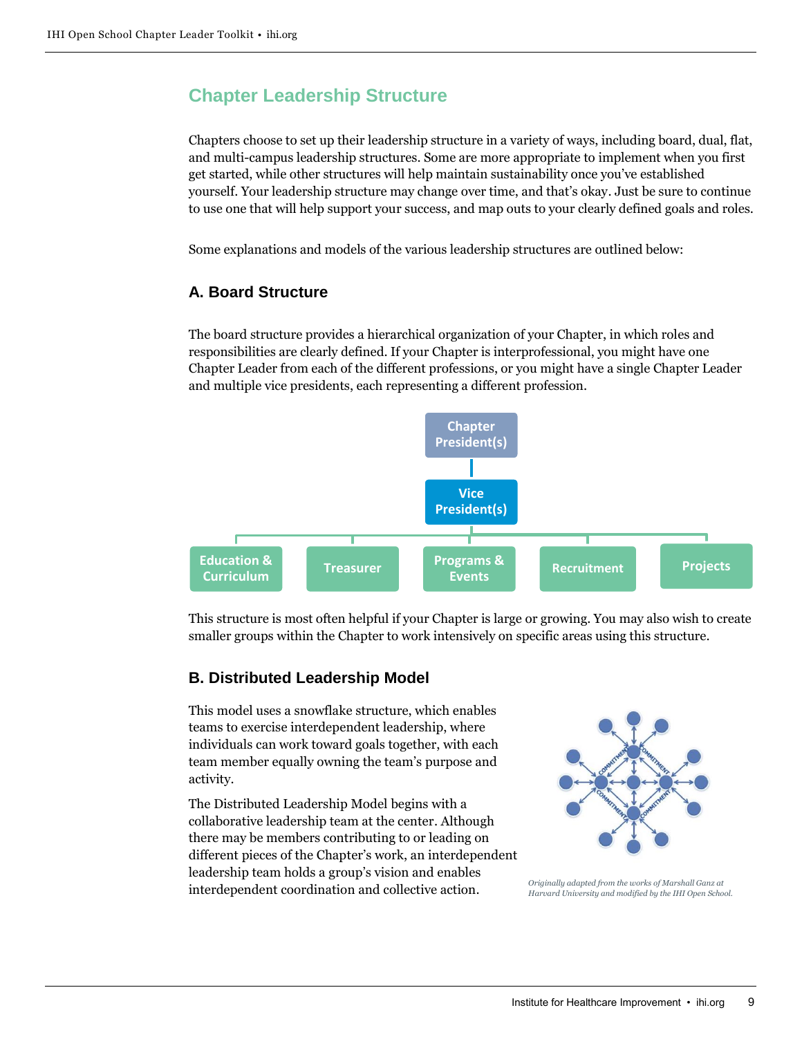## Chapter Leadership Structure

Chapters choose to set up their leadership structure in a variety of ways, including board, dual, flat, and multi-campus leadership structures. Some are more appropriate to implement when you first get started, while other structures will help maintain sustainability once you've established yourself. Your leadership structure may change over time, and that's okay. Just be sure to continue to use one that will help support your success, and map outs to your clearly defined goals and roles.

Some explanations and models of the various leadership structures are outlined below:

### A. Board Structure

The board structure provides a hierarchical organization of your Chapter, in which roles and responsibilities are clearly defined. If your Chapter is interprofessional, you might have one Chapter Leader from each of the different professions, or you might have a single Chapter Leader and multiple vice presidents, each representing a different profession.

Chapter President(s)

Vice President(s)

Education & Curriculum | Treasurer | Programs & Events | Recruitment | Projects

This structure is most often helpful if your Chapter is large or growing. You may also wish to create smaller groups within the Chapter to work intensively on specific areas using this structure.

### B. Distributed Leadership Model

This model uses a snowflake structure, which enables teams to exercise interdependent leadership, where individuals can work toward goals together, with each team member equally owning the team's purpose and activity.

The Distributed Leadership Model begins with a collaborative leadership team at the center. Although there may be members contributing to or leading on different pieces of the Chapter's work, an interdependent leadership team holds a group's vision and enables interdependent coordination and collective action.

*Originally adapted from the works of Marshall Ganz at Harvard University and modified by the IHI Open School.*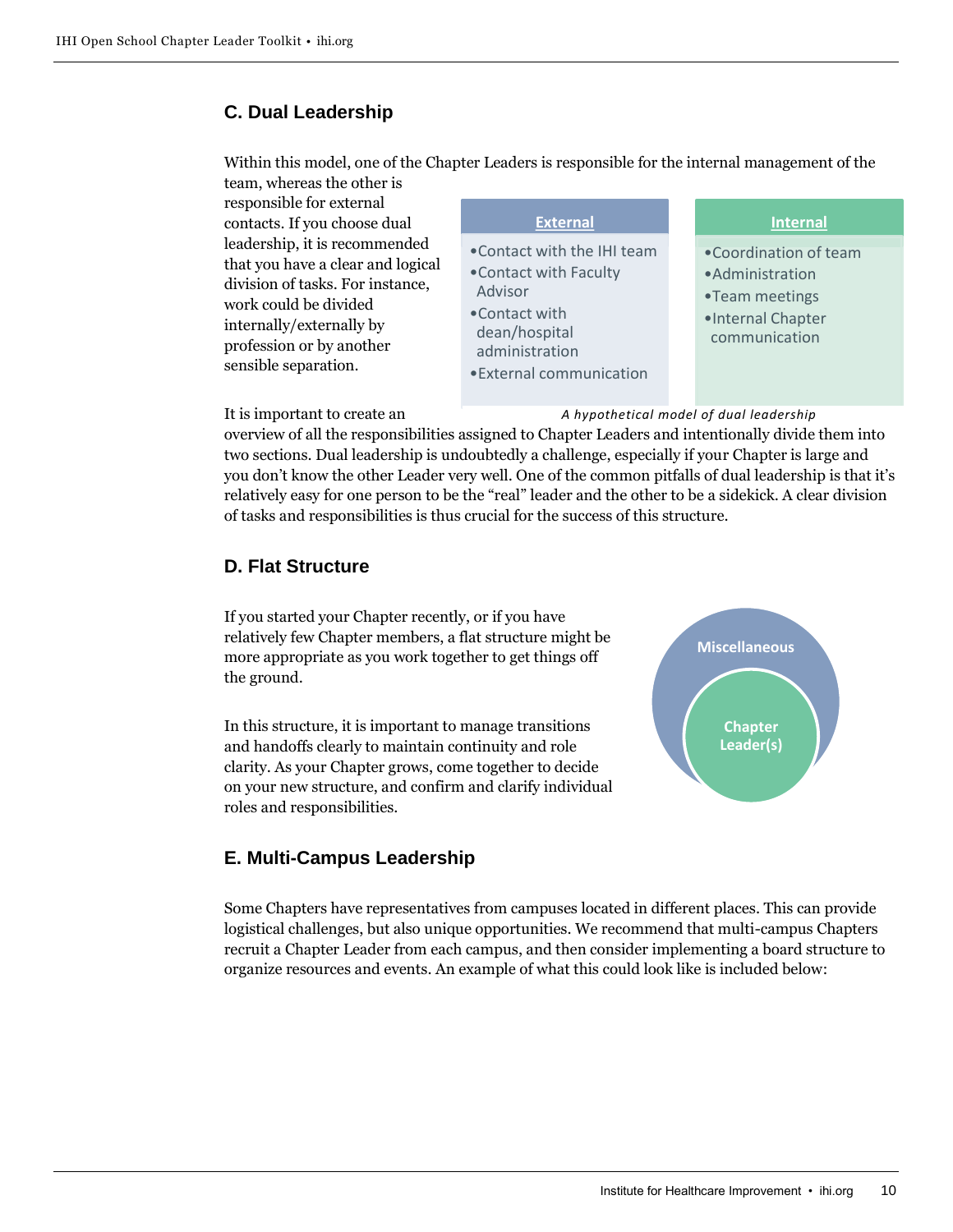## C. Dual Leadership

Within this model, one of the Chapter Leaders is responsible for the internal management of the team, whereas the other is responsible for external contacts. If you choose dual leadership, it is recommended that you have a clear and logical division of tasks. For instance, work could be divided internally/externally by profession or by another sensible separation.

| External | Internal |
| --- | --- |
| • Contact with the IHI team<br>• Contact with Faculty Advisor<br>• Contact with dean/hospital administration<br>• External communication | • Coordination of team<br>• Administration<br>• Team meetings<br>• Internal Chapter communication |

*A hypothetical model of dual leadership*

It is important to create an overview of all the responsibilities assigned to Chapter Leaders and intentionally divide them into two sections. Dual leadership is undoubtedly a challenge, especially if your Chapter is large and you don't know the other Leader very well. One of the common pitfalls of dual leadership is that it's relatively easy for one person to be the "real" leader and the other to be a sidekick. A clear division of tasks and responsibilities is thus crucial for the success of this structure.

## D. Flat Structure

If you started your Chapter recently, or if you have relatively few Chapter members, a flat structure might be more appropriate as you work together to get things off the ground.

In this structure, it is important to manage transitions and handoffs clearly to maintain continuity and role clarity. As your Chapter grows, come together to decide on your new structure, and confirm and clarify individual roles and responsibilities.

Miscellaneous

Chapter Leader(s)

## E. Multi-Campus Leadership

Some Chapters have representatives from campuses located in different places. This can provide logistical challenges, but also unique opportunities. We recommend that multi-campus Chapters recruit a Chapter Leader from each campus, and then consider implementing a board structure to organize resources and events. An example of what this could look like is included below: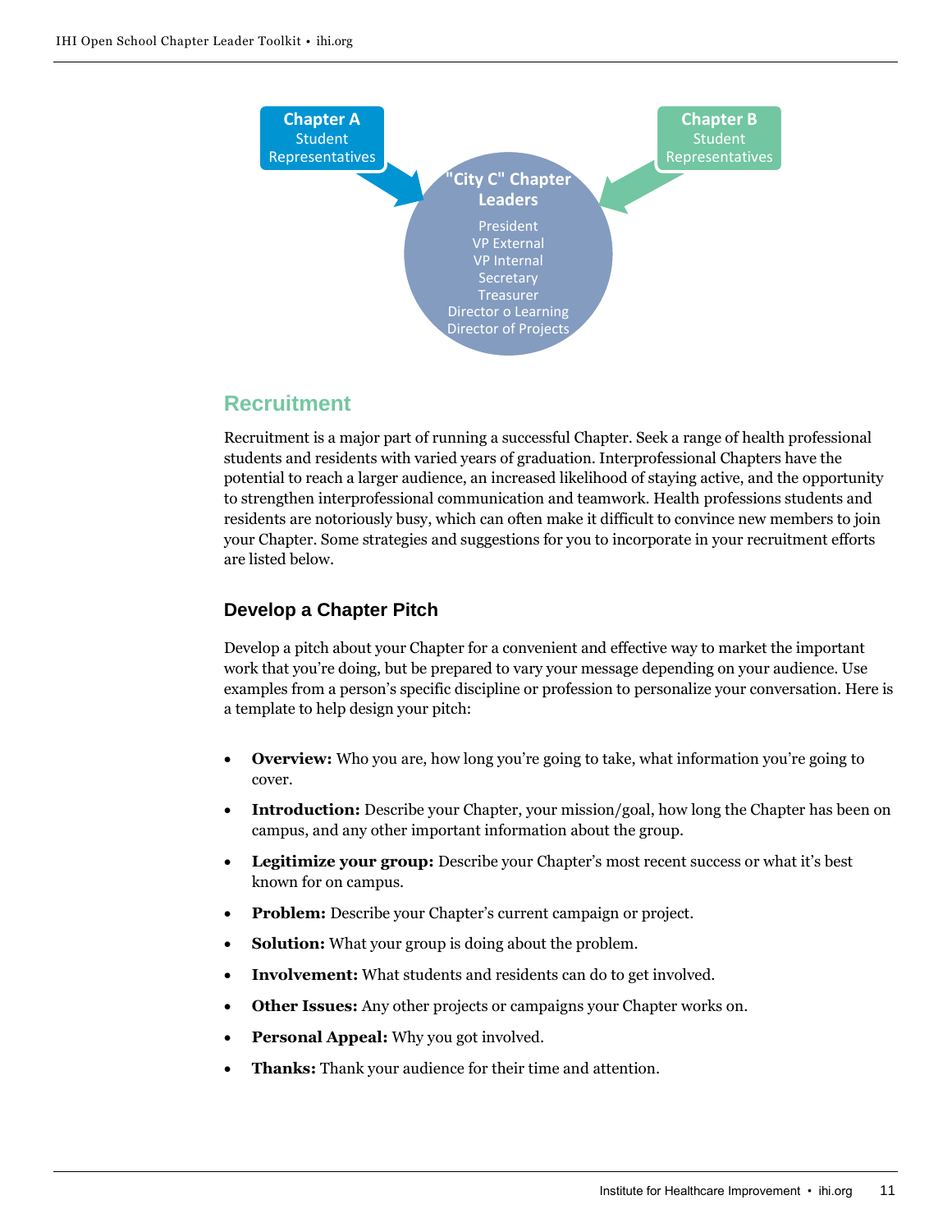Chapter A
Student Representatives

Chapter B
Student Representatives

"City C" Chapter Leaders

President
VP External
VP Internal
Secretary
Treasurer
Director o Learning
Director of Projects

## Recruitment

Recruitment is a major part of running a successful Chapter. Seek a range of health professional students and residents with varied years of graduation. Interprofessional Chapters have the potential to reach a larger audience, an increased likelihood of staying active, and the opportunity to strengthen interprofessional communication and teamwork. Health professions students and residents are notoriously busy, which can often make it difficult to convince new members to join your Chapter. Some strategies and suggestions for you to incorporate in your recruitment efforts are listed below.

### Develop a Chapter Pitch

Develop a pitch about your Chapter for a convenient and effective way to market the important work that you're doing, but be prepared to vary your message depending on your audience. Use examples from a person's specific discipline or profession to personalize your conversation. Here is a template to help design your pitch:

- **Overview:** Who you are, how long you're going to take, what information you're going to cover.
- **Introduction:** Describe your Chapter, your mission/goal, how long the Chapter has been on campus, and any other important information about the group.
- **Legitimize your group:** Describe your Chapter's most recent success or what it's best known for on campus.
- **Problem:** Describe your Chapter's current campaign or project.
- **Solution:** What your group is doing about the problem.
- **Involvement:** What students and residents can do to get involved.
- **Other Issues:** Any other projects or campaigns your Chapter works on.
- **Personal Appeal:** Why you got involved.
- **Thanks:** Thank your audience for their time and attention.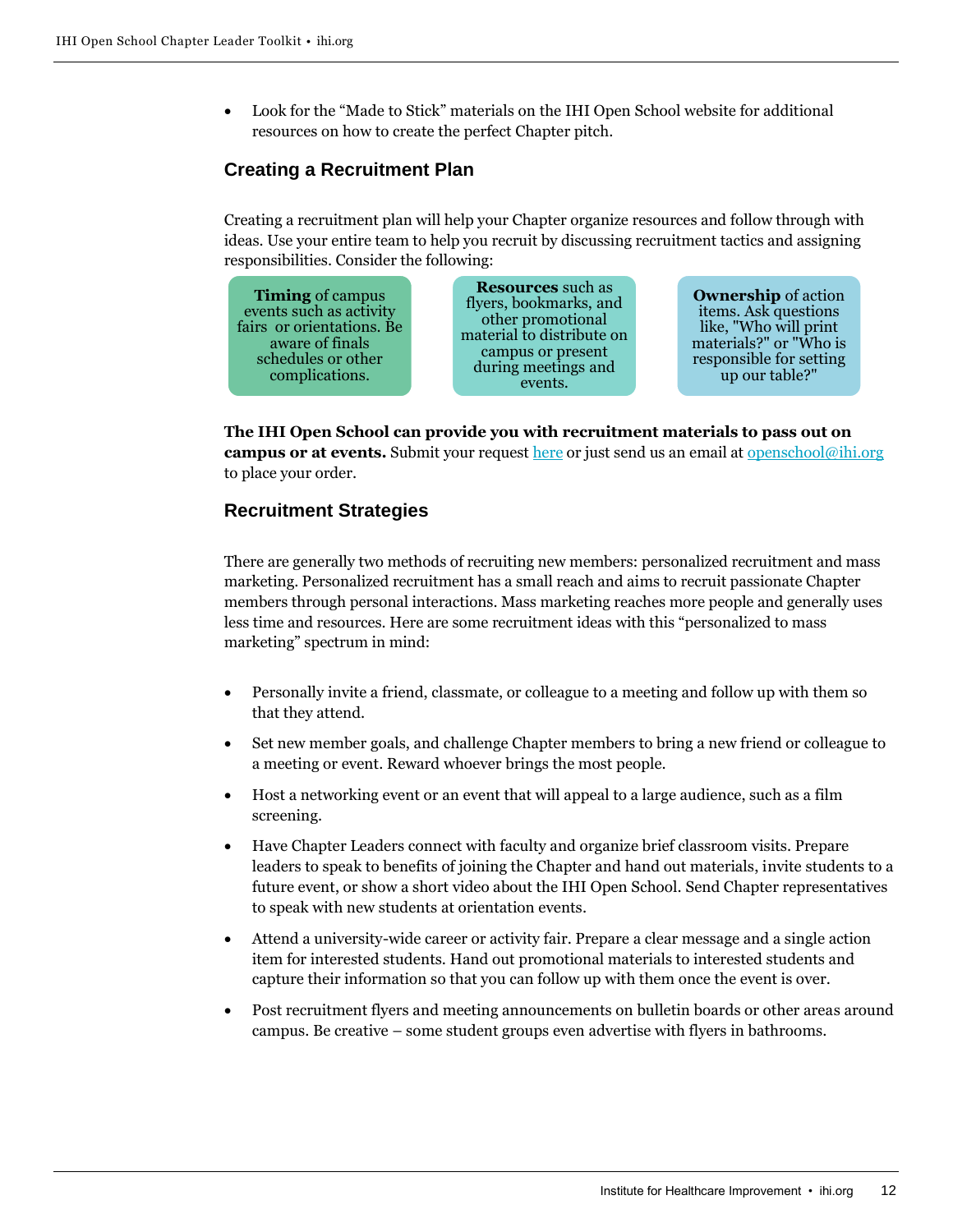- Look for the "Made to Stick" materials on the IHI Open School website for additional resources on how to create the perfect Chapter pitch.

## Creating a Recruitment Plan

Creating a recruitment plan will help your Chapter organize resources and follow through with ideas. Use your entire team to help you recruit by discussing recruitment tactics and assigning responsibilities. Consider the following:

**Timing** of campus events such as activity fairs or orientations. Be aware of finals schedules or other complications.

**Resources** such as flyers, bookmarks, and other promotional material to distribute on campus or present during meetings and events.

**Ownership** of action items. Ask questions like, "Who will print materials?" or "Who is responsible for setting up our table?"

**The IHI Open School can provide you with recruitment materials to pass out on campus or at events.** Submit your request here or just send us an email at openschool@ihi.org to place your order.

## Recruitment Strategies

There are generally two methods of recruiting new members: personalized recruitment and mass marketing. Personalized recruitment has a small reach and aims to recruit passionate Chapter members through personal interactions. Mass marketing reaches more people and generally uses less time and resources. Here are some recruitment ideas with this "personalized to mass marketing" spectrum in mind:

- Personally invite a friend, classmate, or colleague to a meeting and follow up with them so that they attend.
- Set new member goals, and challenge Chapter members to bring a new friend or colleague to a meeting or event. Reward whoever brings the most people.
- Host a networking event or an event that will appeal to a large audience, such as a film screening.
- Have Chapter Leaders connect with faculty and organize brief classroom visits. Prepare leaders to speak to benefits of joining the Chapter and hand out materials, invite students to a future event, or show a short video about the IHI Open School. Send Chapter representatives to speak with new students at orientation events.
- Attend a university-wide career or activity fair. Prepare a clear message and a single action item for interested students. Hand out promotional materials to interested students and capture their information so that you can follow up with them once the event is over.
- Post recruitment flyers and meeting announcements on bulletin boards or other areas around campus. Be creative – some student groups even advertise with flyers in bathrooms.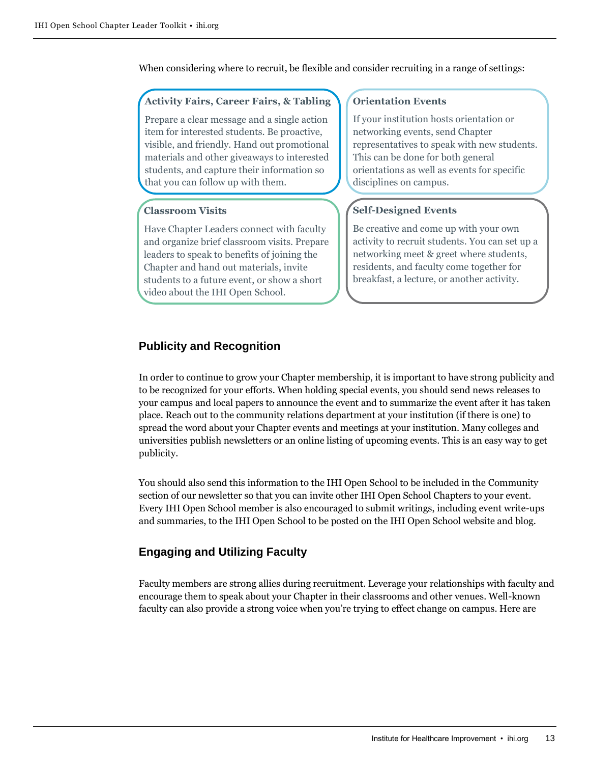When considering where to recruit, be flexible and consider recruiting in a range of settings:

**Activity Fairs, Career Fairs, & Tabling**

Prepare a clear message and a single action item for interested students. Be proactive, visible, and friendly. Hand out promotional materials and other giveaways to interested students, and capture their information so that you can follow up with them.

**Orientation Events**

If your institution hosts orientation or networking events, send Chapter representatives to speak with new students. This can be done for both general orientations as well as events for specific disciplines on campus.

**Classroom Visits**

Have Chapter Leaders connect with faculty and organize brief classroom visits. Prepare leaders to speak to benefits of joining the Chapter and hand out materials, invite students to a future event, or show a short video about the IHI Open School.

**Self-Designed Events**

Be creative and come up with your own activity to recruit students. You can set up a networking meet & greet where students, residents, and faculty come together for breakfast, a lecture, or another activity.

## Publicity and Recognition

In order to continue to grow your Chapter membership, it is important to have strong publicity and to be recognized for your efforts. When holding special events, you should send news releases to your campus and local papers to announce the event and to summarize the event after it has taken place. Reach out to the community relations department at your institution (if there is one) to spread the word about your Chapter events and meetings at your institution. Many colleges and universities publish newsletters or an online listing of upcoming events. This is an easy way to get publicity.

You should also send this information to the IHI Open School to be included in the Community section of our newsletter so that you can invite other IHI Open School Chapters to your event. Every IHI Open School member is also encouraged to submit writings, including event write-ups and summaries, to the IHI Open School to be posted on the IHI Open School website and blog.

## Engaging and Utilizing Faculty

Faculty members are strong allies during recruitment. Leverage your relationships with faculty and encourage them to speak about your Chapter in their classrooms and other venues. Well-known faculty can also provide a strong voice when you're trying to effect change on campus. Here are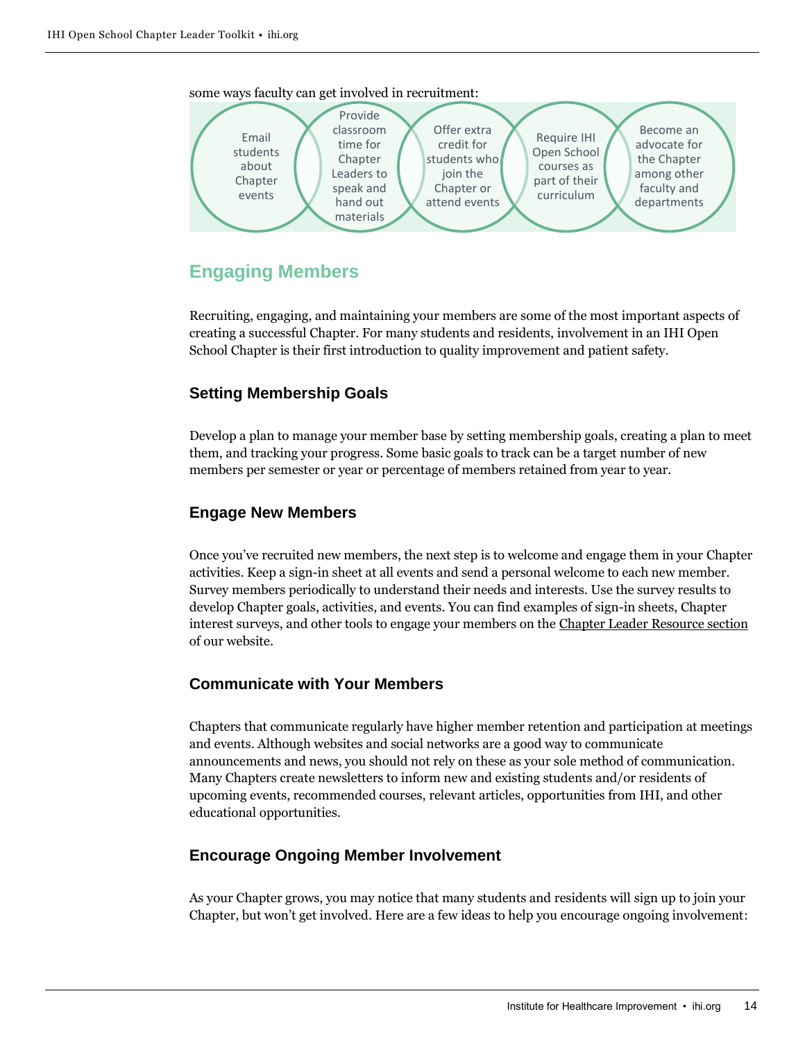some ways faculty can get involved in recruitment:

- Email students about Chapter events
- Provide classroom time for Chapter Leaders to speak and hand out materials
- Offer extra credit for students who join the Chapter or attend events
- Require IHI Open School courses as part of their curriculum
- Become an advocate for the Chapter among other faculty and departments

## Engaging Members

Recruiting, engaging, and maintaining your members are some of the most important aspects of creating a successful Chapter. For many students and residents, involvement in an IHI Open School Chapter is their first introduction to quality improvement and patient safety.

### Setting Membership Goals

Develop a plan to manage your member base by setting membership goals, creating a plan to meet them, and tracking your progress. Some basic goals to track can be a target number of new members per semester or year or percentage of members retained from year to year.

### Engage New Members

Once you've recruited new members, the next step is to welcome and engage them in your Chapter activities. Keep a sign-in sheet at all events and send a personal welcome to each new member. Survey members periodically to understand their needs and interests. Use the survey results to develop Chapter goals, activities, and events. You can find examples of sign-in sheets, Chapter interest surveys, and other tools to engage your members on the Chapter Leader Resource section of our website.

### Communicate with Your Members

Chapters that communicate regularly have higher member retention and participation at meetings and events. Although websites and social networks are a good way to communicate announcements and news, you should not rely on these as your sole method of communication. Many Chapters create newsletters to inform new and existing students and/or residents of upcoming events, recommended courses, relevant articles, opportunities from IHI, and other educational opportunities.

### Encourage Ongoing Member Involvement

As your Chapter grows, you may notice that many students and residents will sign up to join your Chapter, but won't get involved. Here are a few ideas to help you encourage ongoing involvement: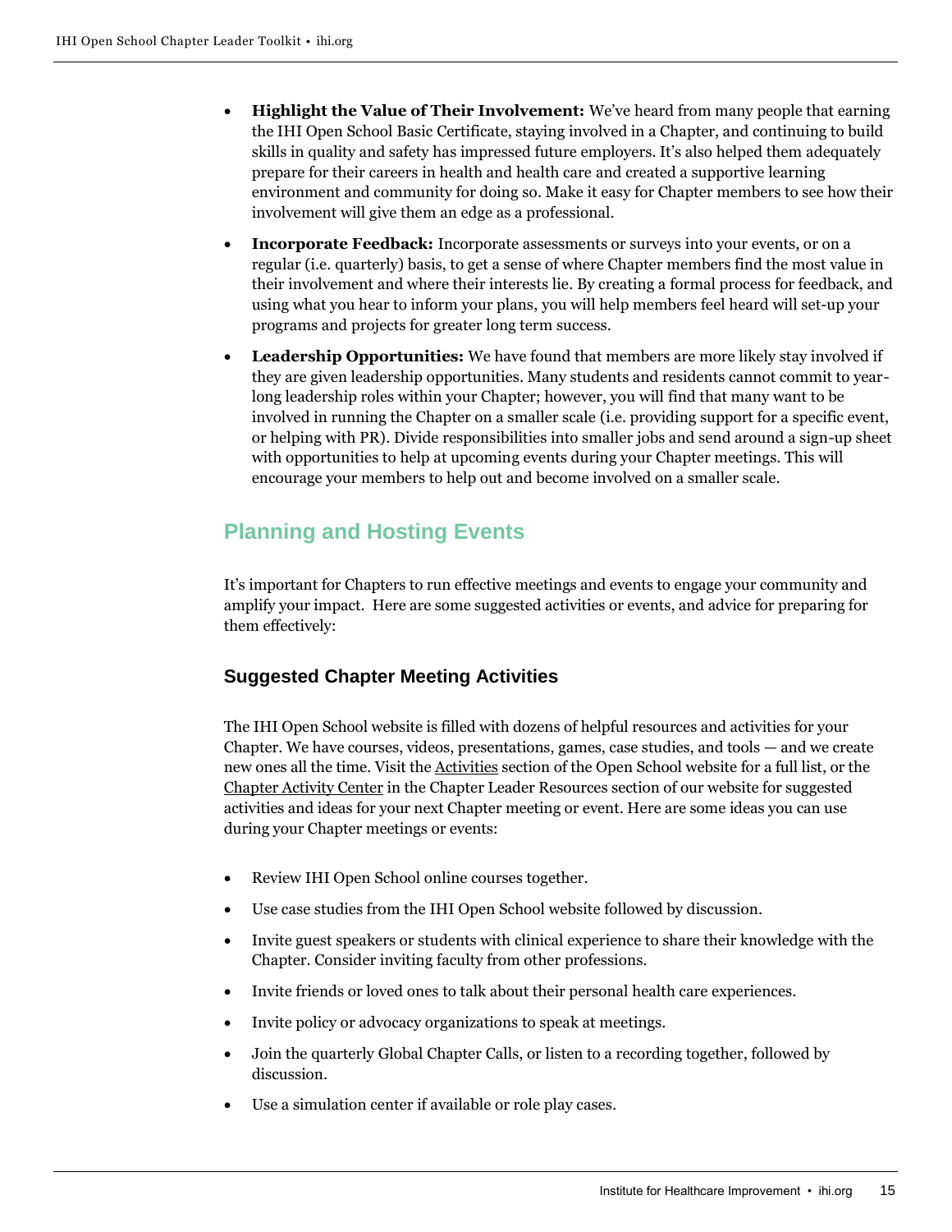- **Highlight the Value of Their Involvement:** We've heard from many people that earning the IHI Open School Basic Certificate, staying involved in a Chapter, and continuing to build skills in quality and safety has impressed future employers. It's also helped them adequately prepare for their careers in health and health care and created a supportive learning environment and community for doing so. Make it easy for Chapter members to see how their involvement will give them an edge as a professional.
- **Incorporate Feedback:** Incorporate assessments or surveys into your events, or on a regular (i.e. quarterly) basis, to get a sense of where Chapter members find the most value in their involvement and where their interests lie. By creating a formal process for feedback, and using what you hear to inform your plans, you will help members feel heard will set-up your programs and projects for greater long term success.
- **Leadership Opportunities:** We have found that members are more likely stay involved if they are given leadership opportunities. Many students and residents cannot commit to year-long leadership roles within your Chapter; however, you will find that many want to be involved in running the Chapter on a smaller scale (i.e. providing support for a specific event, or helping with PR). Divide responsibilities into smaller jobs and send around a sign-up sheet with opportunities to help at upcoming events during your Chapter meetings. This will encourage your members to help out and become involved on a smaller scale.

## Planning and Hosting Events

It's important for Chapters to run effective meetings and events to engage your community and amplify your impact. Here are some suggested activities or events, and advice for preparing for them effectively:

### Suggested Chapter Meeting Activities

The IHI Open School website is filled with dozens of helpful resources and activities for your Chapter. We have courses, videos, presentations, games, case studies, and tools — and we create new ones all the time. Visit the Activities section of the Open School website for a full list, or the Chapter Activity Center in the Chapter Leader Resources section of our website for suggested activities and ideas for your next Chapter meeting or event. Here are some ideas you can use during your Chapter meetings or events:

- Review IHI Open School online courses together.
- Use case studies from the IHI Open School website followed by discussion.
- Invite guest speakers or students with clinical experience to share their knowledge with the Chapter. Consider inviting faculty from other professions.
- Invite friends or loved ones to talk about their personal health care experiences.
- Invite policy or advocacy organizations to speak at meetings.
- Join the quarterly Global Chapter Calls, or listen to a recording together, followed by discussion.
- Use a simulation center if available or role play cases.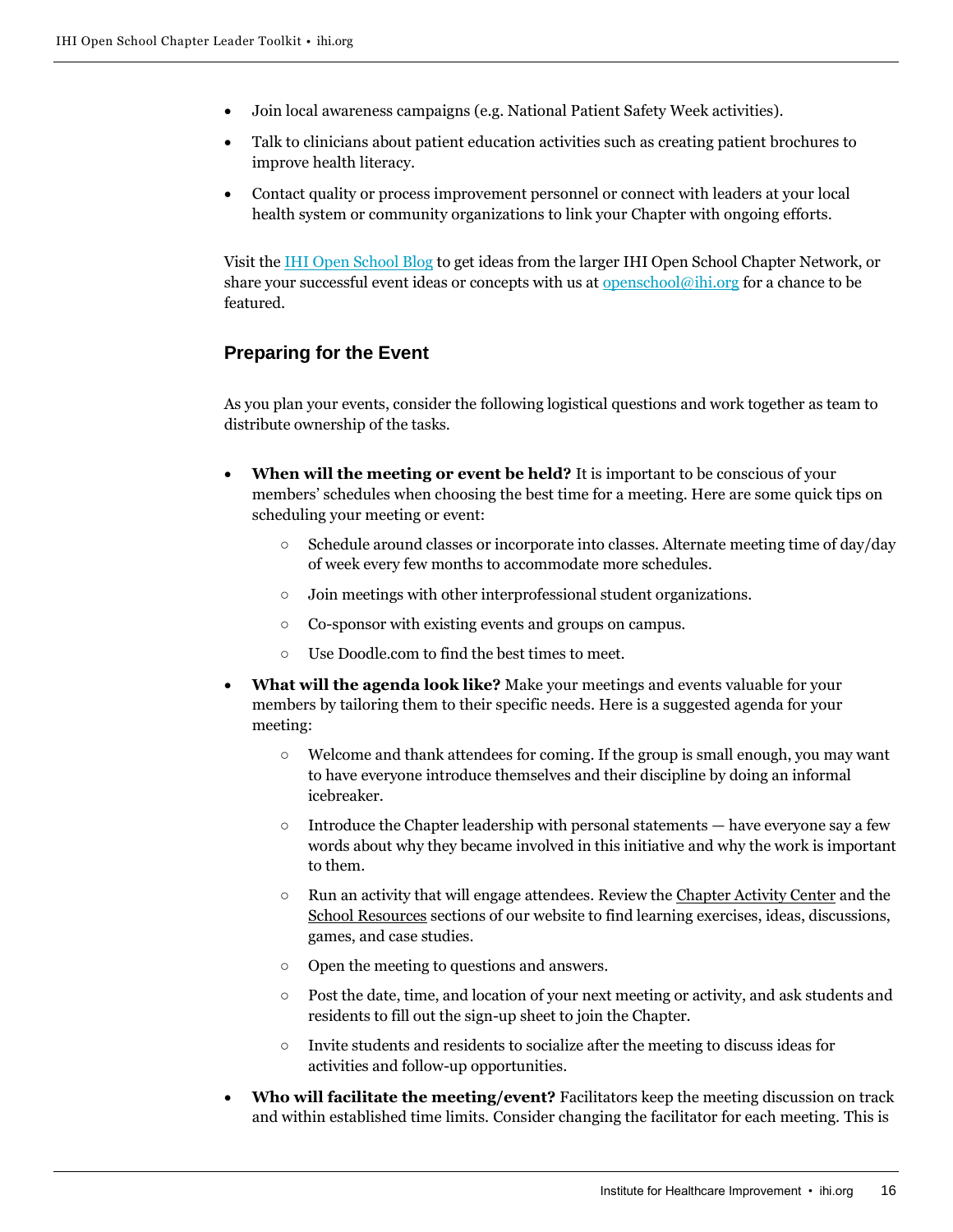- Join local awareness campaigns (e.g. National Patient Safety Week activities).
- Talk to clinicians about patient education activities such as creating patient brochures to improve health literacy.
- Contact quality or process improvement personnel or connect with leaders at your local health system or community organizations to link your Chapter with ongoing efforts.

Visit the IHI Open School Blog to get ideas from the larger IHI Open School Chapter Network, or share your successful event ideas or concepts with us at openschool@ihi.org for a chance to be featured.

## Preparing for the Event

As you plan your events, consider the following logistical questions and work together as team to distribute ownership of the tasks.

- **When will the meeting or event be held?** It is important to be conscious of your members' schedules when choosing the best time for a meeting. Here are some quick tips on scheduling your meeting or event:
  - Schedule around classes or incorporate into classes. Alternate meeting time of day/day of week every few months to accommodate more schedules.
  - Join meetings with other interprofessional student organizations.
  - Co-sponsor with existing events and groups on campus.
  - Use Doodle.com to find the best times to meet.
- **What will the agenda look like?** Make your meetings and events valuable for your members by tailoring them to their specific needs. Here is a suggested agenda for your meeting:
  - Welcome and thank attendees for coming. If the group is small enough, you may want to have everyone introduce themselves and their discipline by doing an informal icebreaker.
  - Introduce the Chapter leadership with personal statements — have everyone say a few words about why they became involved in this initiative and why the work is important to them.
  - Run an activity that will engage attendees. Review the Chapter Activity Center and the School Resources sections of our website to find learning exercises, ideas, discussions, games, and case studies.
  - Open the meeting to questions and answers.
  - Post the date, time, and location of your next meeting or activity, and ask students and residents to fill out the sign-up sheet to join the Chapter.
  - Invite students and residents to socialize after the meeting to discuss ideas for activities and follow-up opportunities.
- **Who will facilitate the meeting/event?** Facilitators keep the meeting discussion on track and within established time limits. Consider changing the facilitator for each meeting. This is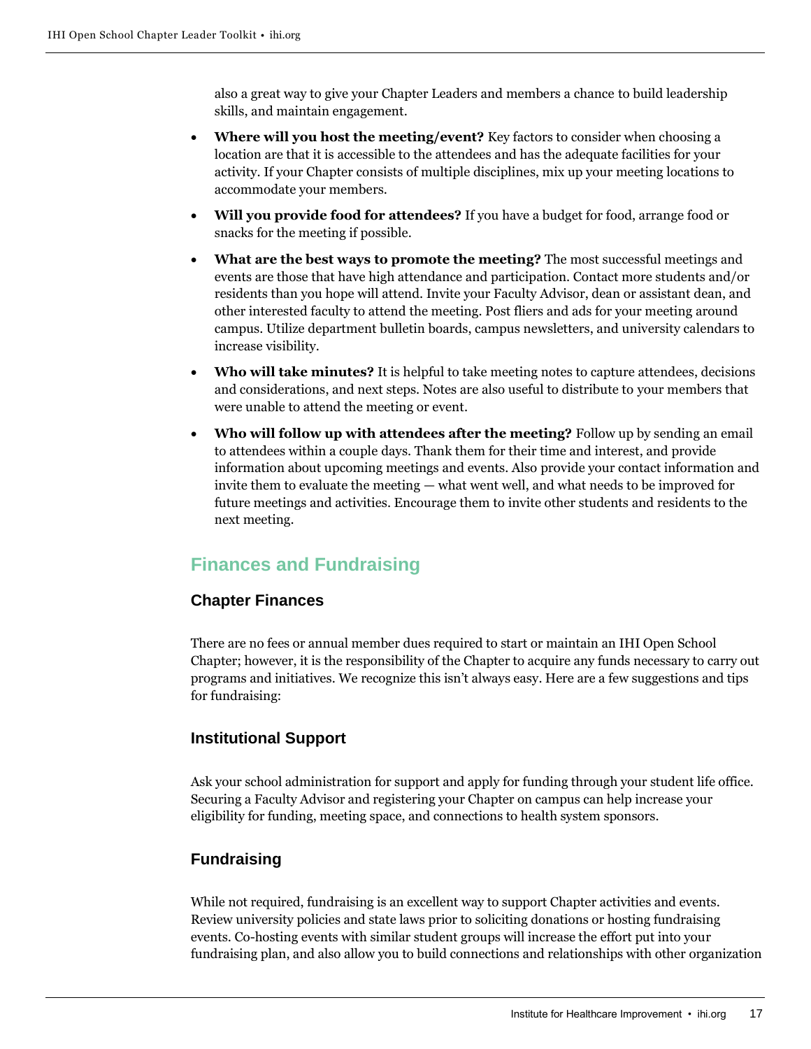also a great way to give your Chapter Leaders and members a chance to build leadership skills, and maintain engagement.

- **Where will you host the meeting/event?** Key factors to consider when choosing a location are that it is accessible to the attendees and has the adequate facilities for your activity. If your Chapter consists of multiple disciplines, mix up your meeting locations to accommodate your members.
- **Will you provide food for attendees?** If you have a budget for food, arrange food or snacks for the meeting if possible.
- **What are the best ways to promote the meeting?** The most successful meetings and events are those that have high attendance and participation. Contact more students and/or residents than you hope will attend. Invite your Faculty Advisor, dean or assistant dean, and other interested faculty to attend the meeting. Post fliers and ads for your meeting around campus. Utilize department bulletin boards, campus newsletters, and university calendars to increase visibility.
- **Who will take minutes?** It is helpful to take meeting notes to capture attendees, decisions and considerations, and next steps. Notes are also useful to distribute to your members that were unable to attend the meeting or event.
- **Who will follow up with attendees after the meeting?** Follow up by sending an email to attendees within a couple days. Thank them for their time and interest, and provide information about upcoming meetings and events. Also provide your contact information and invite them to evaluate the meeting — what went well, and what needs to be improved for future meetings and activities. Encourage them to invite other students and residents to the next meeting.

## Finances and Fundraising

### Chapter Finances

There are no fees or annual member dues required to start or maintain an IHI Open School Chapter; however, it is the responsibility of the Chapter to acquire any funds necessary to carry out programs and initiatives. We recognize this isn't always easy. Here are a few suggestions and tips for fundraising:

### Institutional Support

Ask your school administration for support and apply for funding through your student life office. Securing a Faculty Advisor and registering your Chapter on campus can help increase your eligibility for funding, meeting space, and connections to health system sponsors.

### Fundraising

While not required, fundraising is an excellent way to support Chapter activities and events. Review university policies and state laws prior to soliciting donations or hosting fundraising events. Co-hosting events with similar student groups will increase the effort put into your fundraising plan, and also allow you to build connections and relationships with other organization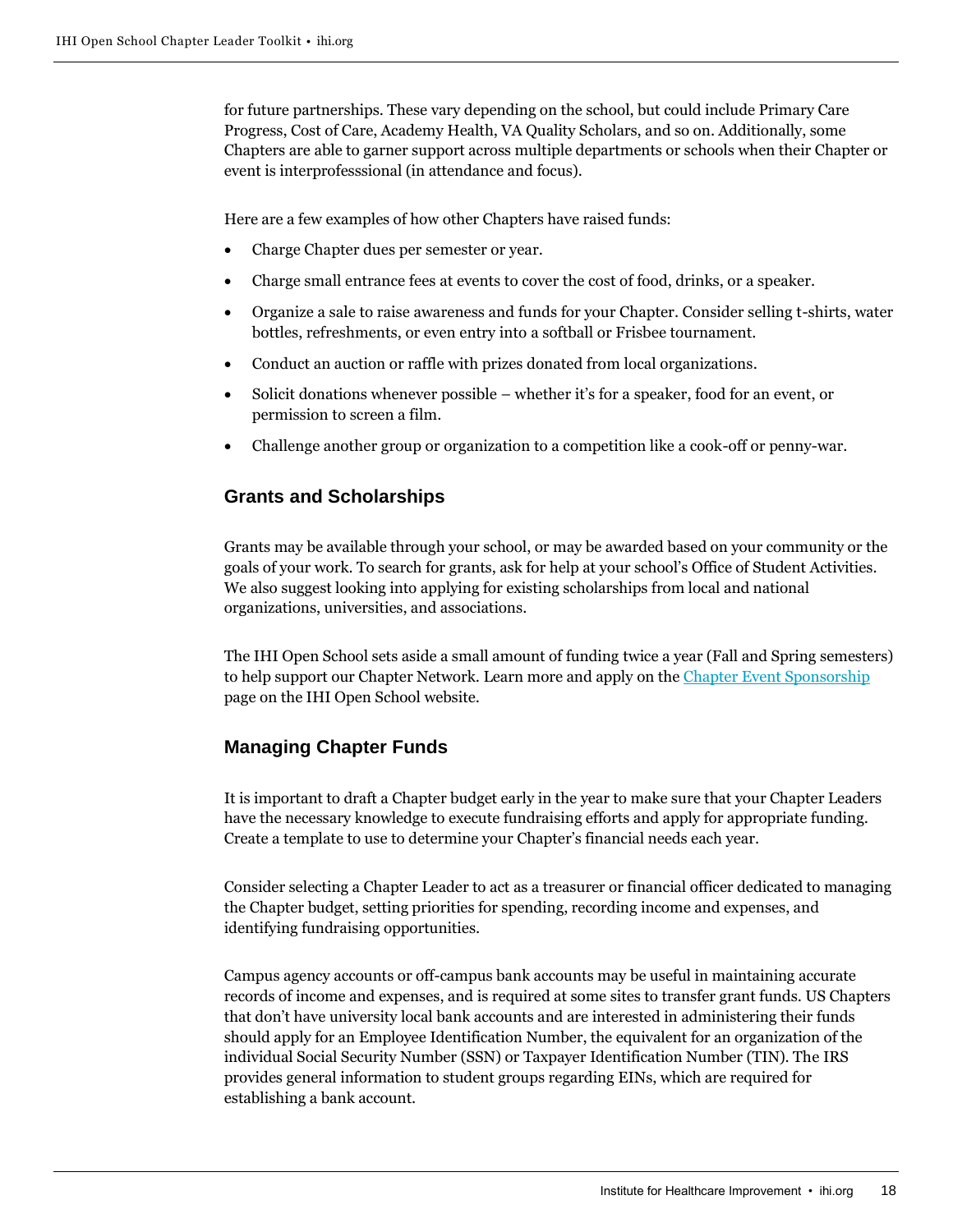for future partnerships. These vary depending on the school, but could include Primary Care Progress, Cost of Care, Academy Health, VA Quality Scholars, and so on. Additionally, some Chapters are able to garner support across multiple departments or schools when their Chapter or event is interprofesssional (in attendance and focus).

Here are a few examples of how other Chapters have raised funds:

- Charge Chapter dues per semester or year.
- Charge small entrance fees at events to cover the cost of food, drinks, or a speaker.
- Organize a sale to raise awareness and funds for your Chapter. Consider selling t-shirts, water bottles, refreshments, or even entry into a softball or Frisbee tournament.
- Conduct an auction or raffle with prizes donated from local organizations.
- Solicit donations whenever possible – whether it's for a speaker, food for an event, or permission to screen a film.
- Challenge another group or organization to a competition like a cook-off or penny-war.

## Grants and Scholarships

Grants may be available through your school, or may be awarded based on your community or the goals of your work. To search for grants, ask for help at your school's Office of Student Activities. We also suggest looking into applying for existing scholarships from local and national organizations, universities, and associations.

The IHI Open School sets aside a small amount of funding twice a year (Fall and Spring semesters) to help support our Chapter Network. Learn more and apply on the [Chapter Event Sponsorship] page on the IHI Open School website.

## Managing Chapter Funds

It is important to draft a Chapter budget early in the year to make sure that your Chapter Leaders have the necessary knowledge to execute fundraising efforts and apply for appropriate funding. Create a template to use to determine your Chapter's financial needs each year.

Consider selecting a Chapter Leader to act as a treasurer or financial officer dedicated to managing the Chapter budget, setting priorities for spending, recording income and expenses, and identifying fundraising opportunities.

Campus agency accounts or off-campus bank accounts may be useful in maintaining accurate records of income and expenses, and is required at some sites to transfer grant funds. US Chapters that don't have university local bank accounts and are interested in administering their funds should apply for an Employee Identification Number, the equivalent for an organization of the individual Social Security Number (SSN) or Taxpayer Identification Number (TIN). The IRS provides general information to student groups regarding EINs, which are required for establishing a bank account.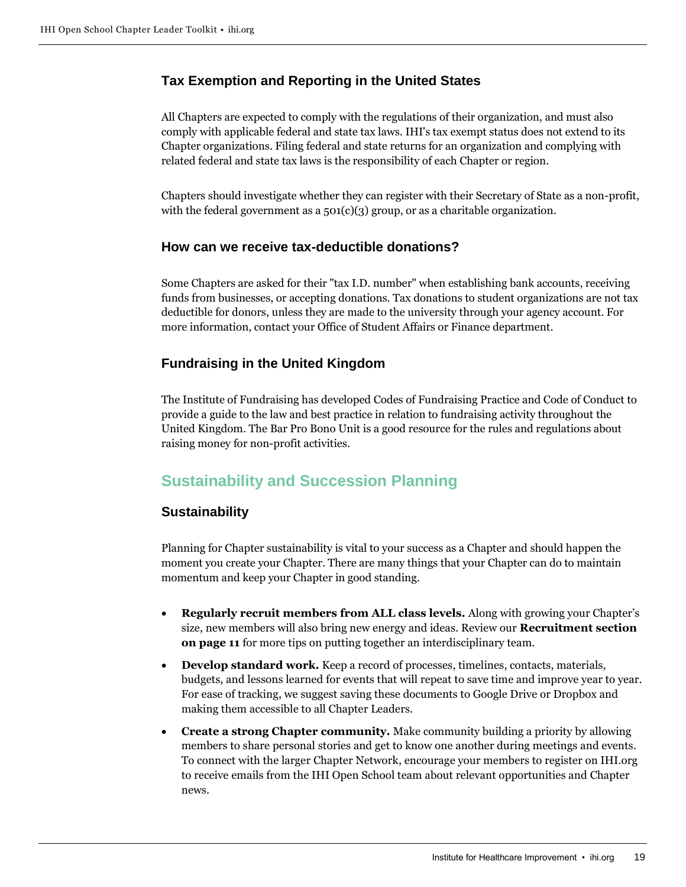### Tax Exemption and Reporting in the United States

All Chapters are expected to comply with the regulations of their organization, and must also comply with applicable federal and state tax laws. IHI's tax exempt status does not extend to its Chapter organizations. Filing federal and state returns for an organization and complying with related federal and state tax laws is the responsibility of each Chapter or region.

Chapters should investigate whether they can register with their Secretary of State as a non-profit, with the federal government as a 501(c)(3) group, or as a charitable organization.

### How can we receive tax-deductible donations?

Some Chapters are asked for their "tax I.D. number" when establishing bank accounts, receiving funds from businesses, or accepting donations. Tax donations to student organizations are not tax deductible for donors, unless they are made to the university through your agency account. For more information, contact your Office of Student Affairs or Finance department.

### Fundraising in the United Kingdom

The Institute of Fundraising has developed Codes of Fundraising Practice and Code of Conduct to provide a guide to the law and best practice in relation to fundraising activity throughout the United Kingdom. The Bar Pro Bono Unit is a good resource for the rules and regulations about raising money for non-profit activities.

## Sustainability and Succession Planning

### Sustainability

Planning for Chapter sustainability is vital to your success as a Chapter and should happen the moment you create your Chapter. There are many things that your Chapter can do to maintain momentum and keep your Chapter in good standing.

- **Regularly recruit members from ALL class levels.** Along with growing your Chapter's size, new members will also bring new energy and ideas. Review our **Recruitment section on page 11** for more tips on putting together an interdisciplinary team.
- **Develop standard work.** Keep a record of processes, timelines, contacts, materials, budgets, and lessons learned for events that will repeat to save time and improve year to year. For ease of tracking, we suggest saving these documents to Google Drive or Dropbox and making them accessible to all Chapter Leaders.
- **Create a strong Chapter community.** Make community building a priority by allowing members to share personal stories and get to know one another during meetings and events. To connect with the larger Chapter Network, encourage your members to register on IHI.org to receive emails from the IHI Open School team about relevant opportunities and Chapter news.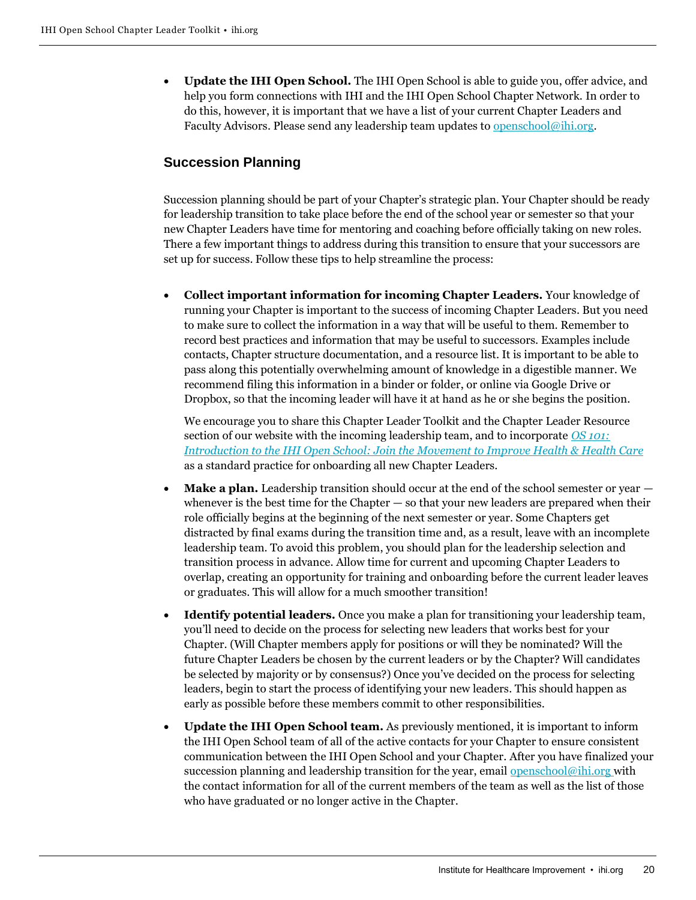- **Update the IHI Open School.** The IHI Open School is able to guide you, offer advice, and help you form connections with IHI and the IHI Open School Chapter Network. In order to do this, however, it is important that we have a list of your current Chapter Leaders and Faculty Advisors. Please send any leadership team updates to openschool@ihi.org.

## Succession Planning

Succession planning should be part of your Chapter's strategic plan. Your Chapter should be ready for leadership transition to take place before the end of the school year or semester so that your new Chapter Leaders have time for mentoring and coaching before officially taking on new roles. There a few important things to address during this transition to ensure that your successors are set up for success. Follow these tips to help streamline the process:

- **Collect important information for incoming Chapter Leaders.** Your knowledge of running your Chapter is important to the success of incoming Chapter Leaders. But you need to make sure to collect the information in a way that will be useful to them. Remember to record best practices and information that may be useful to successors. Examples include contacts, Chapter structure documentation, and a resource list. It is important to be able to pass along this potentially overwhelming amount of knowledge in a digestible manner. We recommend filing this information in a binder or folder, or online via Google Drive or Dropbox, so that the incoming leader will have it at hand as he or she begins the position.

  We encourage you to share this Chapter Leader Toolkit and the Chapter Leader Resource section of our website with the incoming leadership team, and to incorporate *OS 101: Introduction to the IHI Open School: Join the Movement to Improve Health & Health Care* as a standard practice for onboarding all new Chapter Leaders.

- **Make a plan.** Leadership transition should occur at the end of the school semester or year — whenever is the best time for the Chapter — so that your new leaders are prepared when their role officially begins at the beginning of the next semester or year. Some Chapters get distracted by final exams during the transition time and, as a result, leave with an incomplete leadership team. To avoid this problem, you should plan for the leadership selection and transition process in advance. Allow time for current and upcoming Chapter Leaders to overlap, creating an opportunity for training and onboarding before the current leader leaves or graduates. This will allow for a much smoother transition!

- **Identify potential leaders.** Once you make a plan for transitioning your leadership team, you'll need to decide on the process for selecting new leaders that works best for your Chapter. (Will Chapter members apply for positions or will they be nominated? Will the future Chapter Leaders be chosen by the current leaders or by the Chapter? Will candidates be selected by majority or by consensus?) Once you've decided on the process for selecting leaders, begin to start the process of identifying your new leaders. This should happen as early as possible before these members commit to other responsibilities.

- **Update the IHI Open School team.** As previously mentioned, it is important to inform the IHI Open School team of all of the active contacts for your Chapter to ensure consistent communication between the IHI Open School and your Chapter. After you have finalized your succession planning and leadership transition for the year, email openschool@ihi.org with the contact information for all of the current members of the team as well as the list of those who have graduated or no longer active in the Chapter.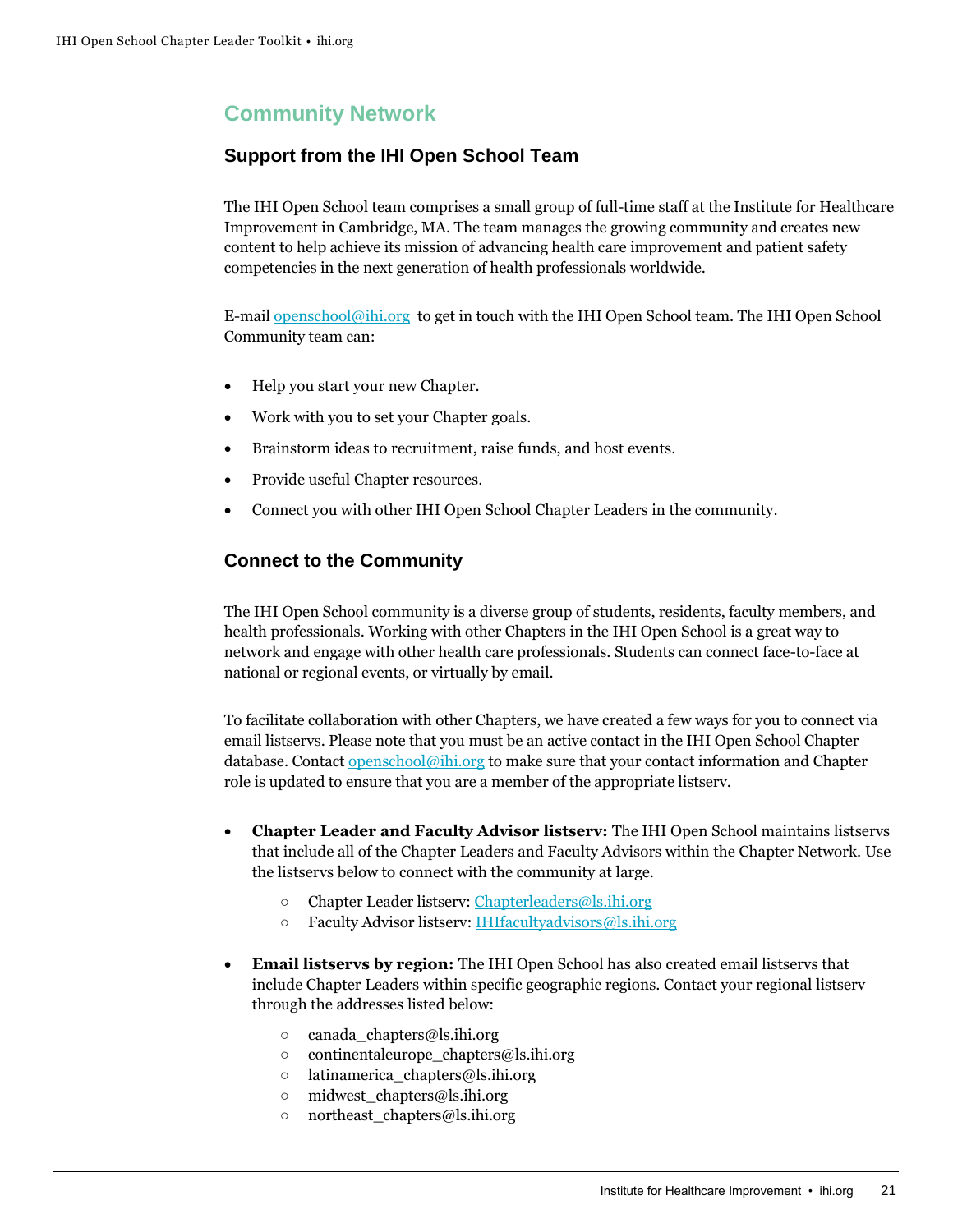## Community Network

### Support from the IHI Open School Team

The IHI Open School team comprises a small group of full-time staff at the Institute for Healthcare Improvement in Cambridge, MA. The team manages the growing community and creates new content to help achieve its mission of advancing health care improvement and patient safety competencies in the next generation of health professionals worldwide.

E-mail openschool@ihi.org to get in touch with the IHI Open School team. The IHI Open School Community team can:

- Help you start your new Chapter.
- Work with you to set your Chapter goals.
- Brainstorm ideas to recruitment, raise funds, and host events.
- Provide useful Chapter resources.
- Connect you with other IHI Open School Chapter Leaders in the community.

### Connect to the Community

The IHI Open School community is a diverse group of students, residents, faculty members, and health professionals. Working with other Chapters in the IHI Open School is a great way to network and engage with other health care professionals. Students can connect face-to-face at national or regional events, or virtually by email.

To facilitate collaboration with other Chapters, we have created a few ways for you to connect via email listservs. Please note that you must be an active contact in the IHI Open School Chapter database. Contact openschool@ihi.org to make sure that your contact information and Chapter role is updated to ensure that you are a member of the appropriate listserv.

- **Chapter Leader and Faculty Advisor listserv:** The IHI Open School maintains listservs that include all of the Chapter Leaders and Faculty Advisors within the Chapter Network. Use the listservs below to connect with the community at large.
  - Chapter Leader listserv: Chapterleaders@ls.ihi.org
  - Faculty Advisor listserv: IHIfacultyadvisors@ls.ihi.org
- **Email listservs by region:** The IHI Open School has also created email listservs that include Chapter Leaders within specific geographic regions. Contact your regional listserv through the addresses listed below:
  - canada_chapters@ls.ihi.org
  - continentaleurope_chapters@ls.ihi.org
  - latinamerica_chapters@ls.ihi.org
  - midwest_chapters@ls.ihi.org
  - northeast_chapters@ls.ihi.org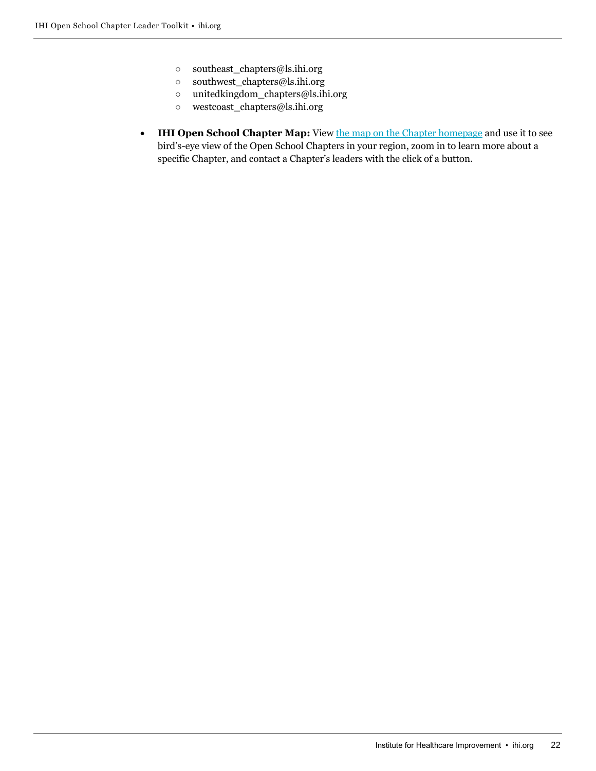- southeast_chapters@ls.ihi.org
    - southwest_chapters@ls.ihi.org
    - unitedkingdom_chapters@ls.ihi.org
    - westcoast_chapters@ls.ihi.org

- **IHI Open School Chapter Map:** View the map on the Chapter homepage and use it to see bird's-eye view of the Open School Chapters in your region, zoom in to learn more about a specific Chapter, and contact a Chapter's leaders with the click of a button.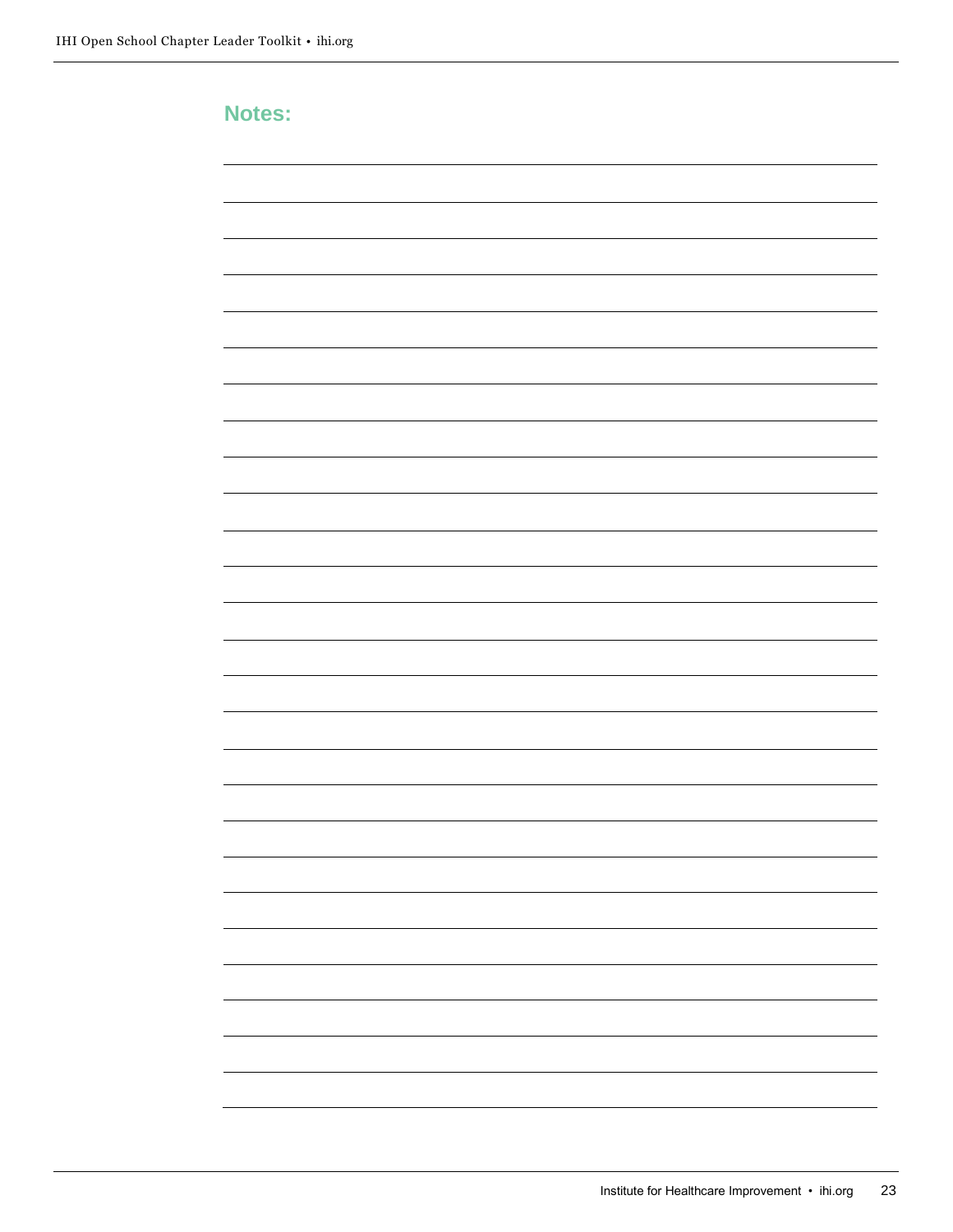## Notes: